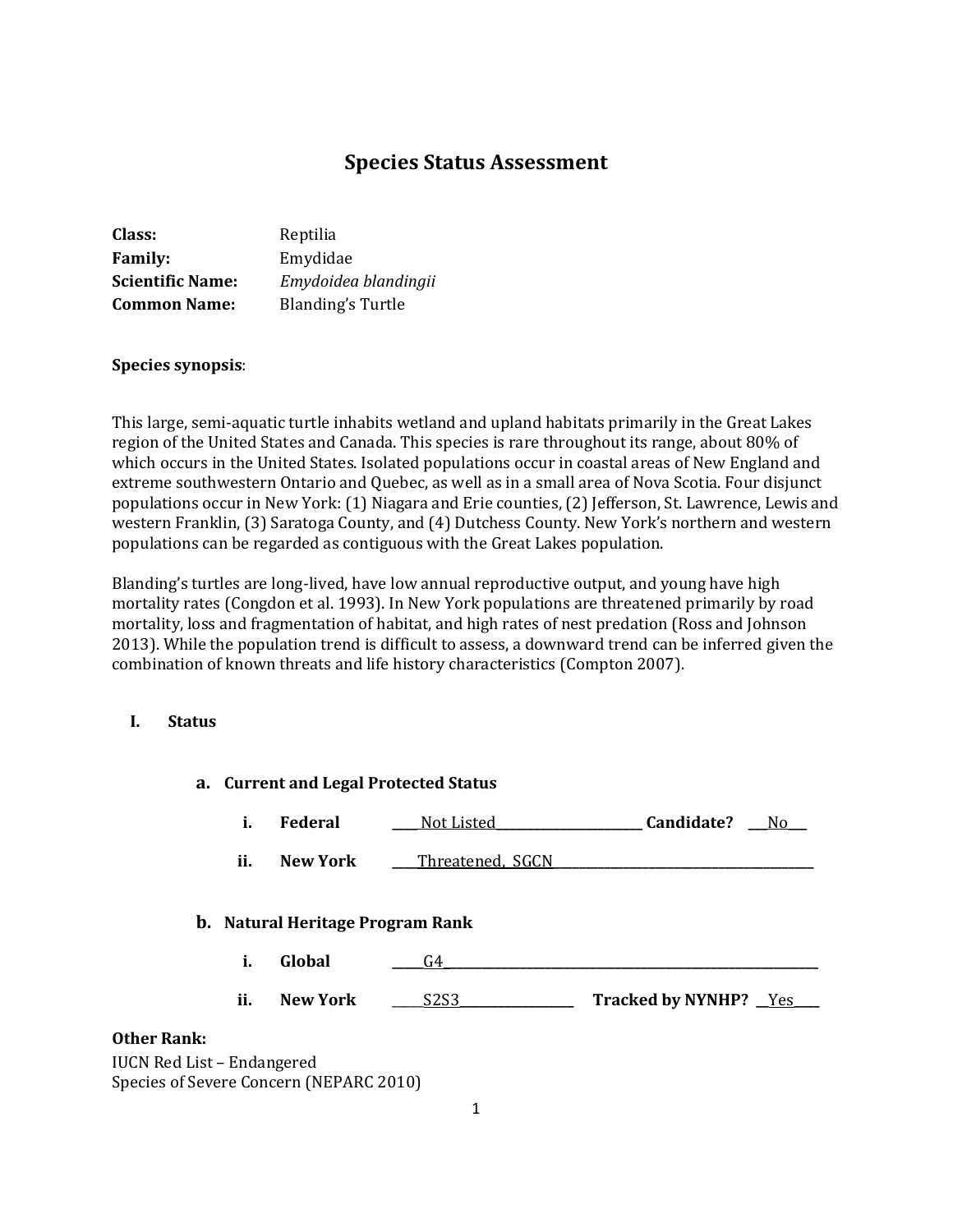# Species Status Assessment

**Class:** Reptilia
**Family:** Emydidae
**Scientific Name:** *Emydoidea blandingii*
**Common Name:** Blanding's Turtle

**Species synopsis**:

This large, semi-aquatic turtle inhabits wetland and upland habitats primarily in the Great Lakes region of the United States and Canada. This species is rare throughout its range, about 80% of which occurs in the United States. Isolated populations occur in coastal areas of New England and extreme southwestern Ontario and Quebec, as well as in a small area of Nova Scotia. Four disjunct populations occur in New York: (1) Niagara and Erie counties, (2) Jefferson, St. Lawrence, Lewis and western Franklin, (3) Saratoga County, and (4) Dutchess County. New York's northern and western populations can be regarded as contiguous with the Great Lakes population.

Blanding's turtles are long-lived, have low annual reproductive output, and young have high mortality rates (Congdon et al. 1993). In New York populations are threatened primarily by road mortality, loss and fragmentation of habitat, and high rates of nest predation (Ross and Johnson 2013). While the population trend is difficult to assess, a downward trend can be inferred given the combination of known threats and life history characteristics (Compton 2007).

## I. Status

### a. Current and Legal Protected Status

i. **Federal** ____Not Listed____ **Candidate?** ___No___

ii. **New York** ____Threatened, SGCN____

### b. Natural Heritage Program Rank

i. **Global** _____G4_____

ii. **New York** _____S2S3_____ **Tracked by NYNHP?** __Yes____

**Other Rank:**

IUCN Red List – Endangered
Species of Severe Concern (NEPARC 2010)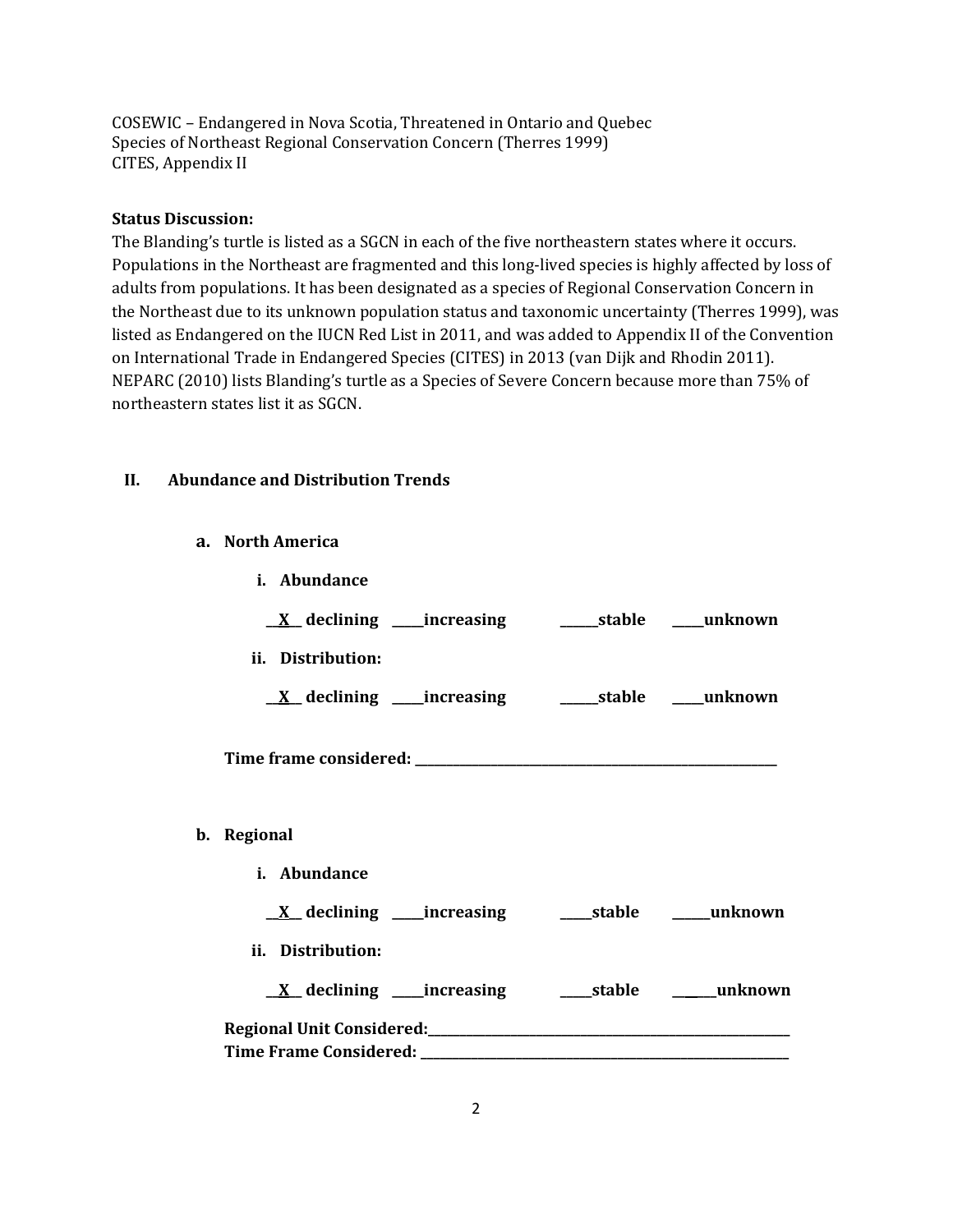COSEWIC – Endangered in Nova Scotia, Threatened in Ontario and Quebec
Species of Northeast Regional Conservation Concern (Therres 1999)
CITES, Appendix II

**Status Discussion:**
The Blanding's turtle is listed as a SGCN in each of the five northeastern states where it occurs. Populations in the Northeast are fragmented and this long-lived species is highly affected by loss of adults from populations. It has been designated as a species of Regional Conservation Concern in the Northeast due to its unknown population status and taxonomic uncertainty (Therres 1999), was listed as Endangered on the IUCN Red List in 2011, and was added to Appendix II of the Convention on International Trade in Endangered Species (CITES) in 2013 (van Dijk and Rhodin 2011). NEPARC (2010) lists Blanding's turtle as a Species of Severe Concern because more than 75% of northeastern states list it as SGCN.

## II. Abundance and Distribution Trends

### a. North America

**i. Abundance**

**__X__ declining _____increasing ______stable _____unknown**

**ii. Distribution:**

**__X__ declining _____increasing ______stable _____unknown**

**Time frame considered: ___________________________________________**

### b. Regional

**i. Abundance**

**__X__ declining _____increasing _____stable ______unknown**

**ii. Distribution:**

**__X__ declining _____increasing _____stable ______unknown**

**Regional Unit Considered:___________________________________________**
**Time Frame Considered: ___________________________________________**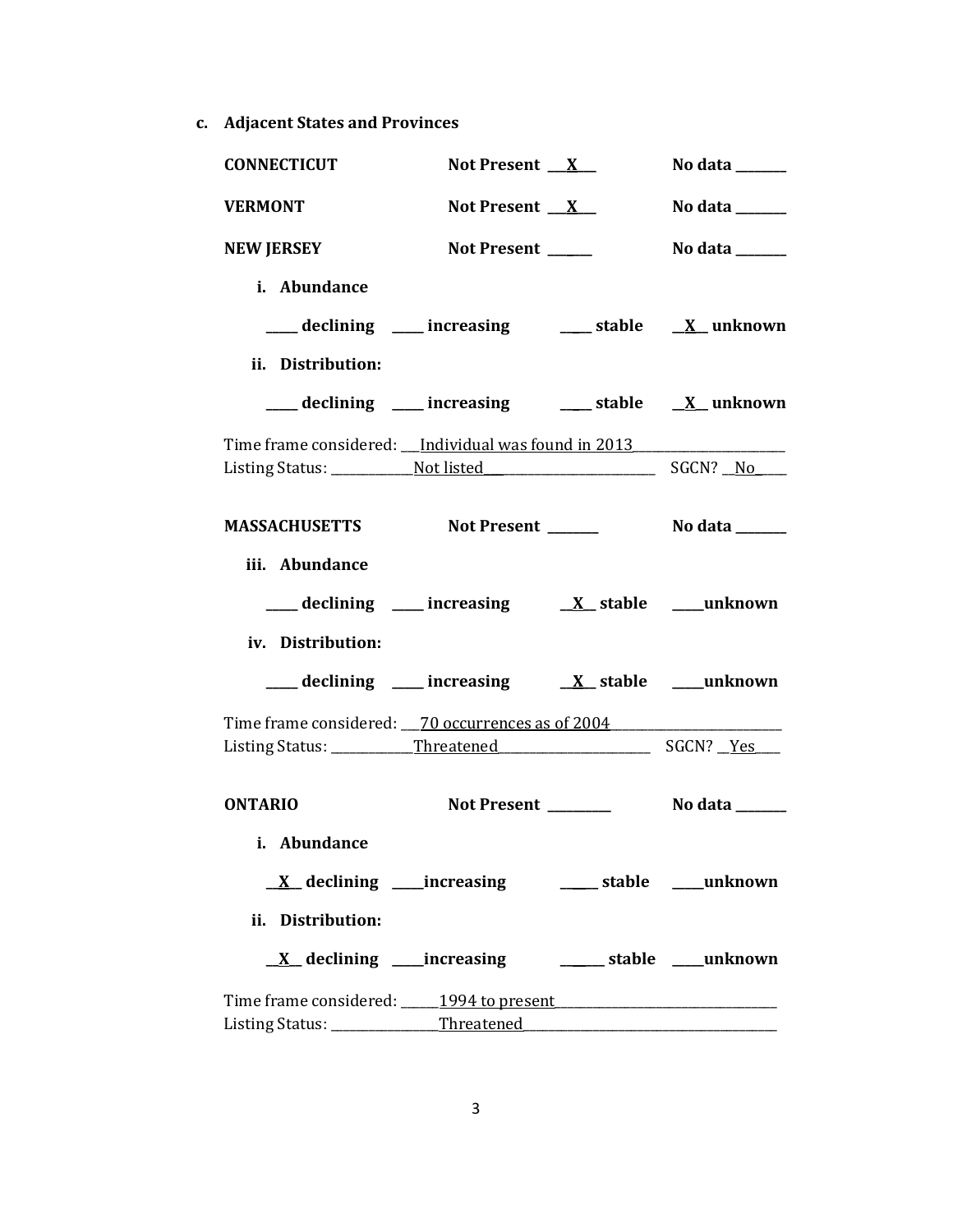**c. Adjacent States and Provinces**

**CONNECTICUT** **Not Present __X__** **No data _______**

**VERMONT** **Not Present __X__** **No data _______**

**NEW JERSEY** **Not Present ______** **No data _______**

**i. Abundance**

**_____ declining _____ increasing _____ stable __X__ unknown**

**ii. Distribution:**

**_____ declining _____ increasing _____ stable __X__ unknown**

Time frame considered: ___Individual was found in 2013___________________

Listing Status: ____________Not listed___________________________ SGCN? __No____

**MASSACHUSETTS** **Not Present _______** **No data _______**

**iii. Abundance**

**_____ declining _____ increasing __X__ stable _____unknown**

**iv. Distribution:**

**_____ declining _____ increasing __X__ stable _____unknown**

Time frame considered: ___70 occurrences as of 2004_____________________

Listing Status: ____________Threatened_______________________ SGCN? __Yes____

**ONTARIO** **Not Present _________** **No data _______**

**i. Abundance**

**__X__ declining _____increasing _____ stable _____unknown**

**ii. Distribution:**

**__X__ declining _____increasing ______ stable _____unknown**

Time frame considered: ______1994 to present_______________________________

Listing Status: _______________Threatened_____________________________________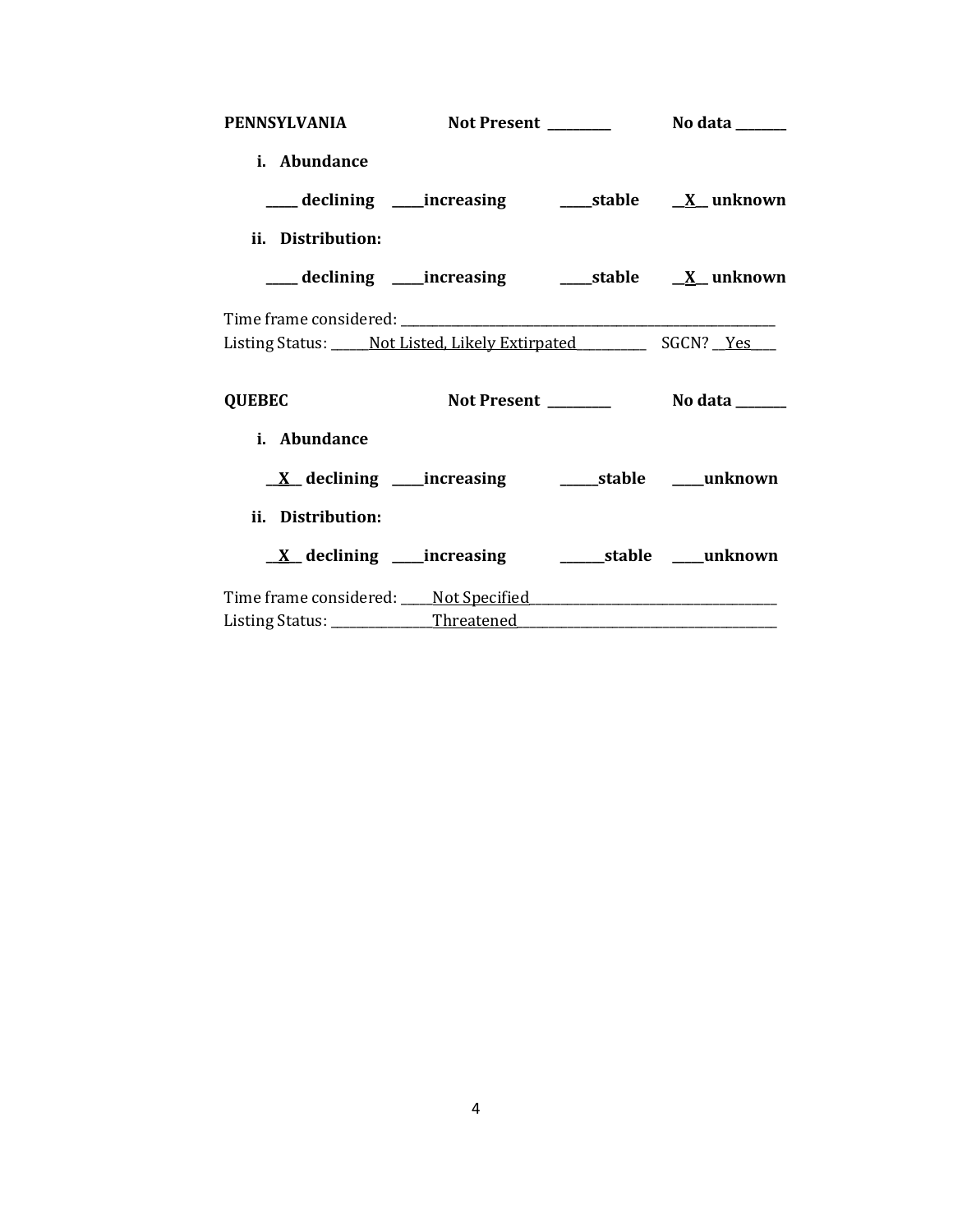**PENNSYLVANIA** **Not Present** ________ **No data** _______

**i. Abundance**

**____ declining ____increasing ____stable __X__ unknown**

**ii. Distribution:**

**____ declining ____increasing ____stable __X__ unknown**

Time frame considered: ______________________________________________________

Listing Status: ______Not Listed, Likely Extirpated__________ SGCN? __Yes____

**QUEBEC** **Not Present** ________ **No data** _______

**i. Abundance**

**__X__ declining ____increasing _____stable ____unknown**

**ii. Distribution:**

**__X__ declining ____increasing ______stable ____unknown**

Time frame considered: _____Not Specified_____________________________________

Listing Status: _______________Threatened_______________________________________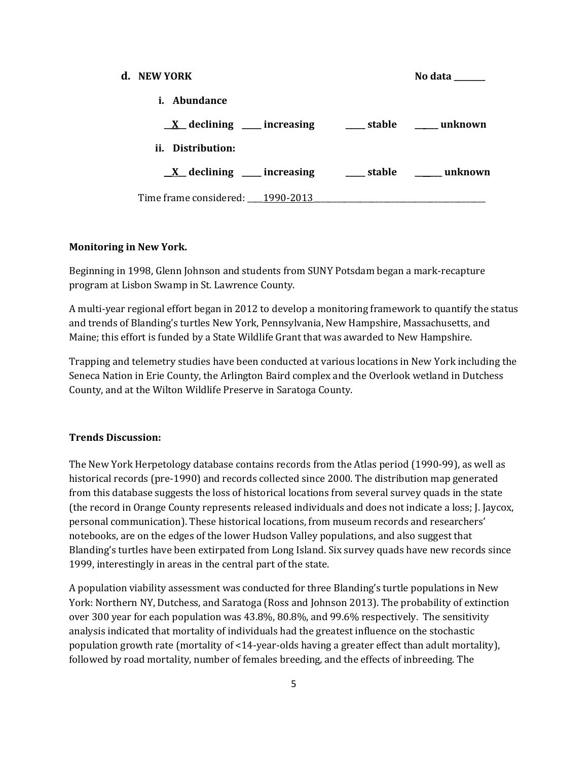**d. NEW YORK** **No data \_\_\_\_\_\_\_\_**

**i. Abundance**

**\_\_X\_\_ declining \_\_\_\_\_ increasing \_\_\_\_\_ stable \_\_\_\_\_ unknown**

**ii. Distribution:**

**\_\_X\_\_ declining \_\_\_\_\_ increasing \_\_\_\_\_ stable \_\_\_\_\_\_ unknown**

Time frame considered: \_\_\_\_1990-2013\_\_\_\_\_\_\_\_\_\_\_\_\_\_\_\_\_\_\_\_\_\_\_\_\_\_\_\_\_\_\_\_\_\_\_\_\_\_\_\_\_\_\_\_\_\_

**Monitoring in New York.**

Beginning in 1998, Glenn Johnson and students from SUNY Potsdam began a mark-recapture program at Lisbon Swamp in St. Lawrence County.

A multi-year regional effort began in 2012 to develop a monitoring framework to quantify the status and trends of Blanding's turtles New York, Pennsylvania, New Hampshire, Massachusetts, and Maine; this effort is funded by a State Wildlife Grant that was awarded to New Hampshire.

Trapping and telemetry studies have been conducted at various locations in New York including the Seneca Nation in Erie County, the Arlington Baird complex and the Overlook wetland in Dutchess County, and at the Wilton Wildlife Preserve in Saratoga County.

**Trends Discussion:**

The New York Herpetology database contains records from the Atlas period (1990-99), as well as historical records (pre-1990) and records collected since 2000. The distribution map generated from this database suggests the loss of historical locations from several survey quads in the state (the record in Orange County represents released individuals and does not indicate a loss; J. Jaycox, personal communication). These historical locations, from museum records and researchers' notebooks, are on the edges of the lower Hudson Valley populations, and also suggest that Blanding's turtles have been extirpated from Long Island. Six survey quads have new records since 1999, interestingly in areas in the central part of the state.

A population viability assessment was conducted for three Blanding's turtle populations in New York: Northern NY, Dutchess, and Saratoga (Ross and Johnson 2013). The probability of extinction over 300 year for each population was 43.8%, 80.8%, and 99.6% respectively. The sensitivity analysis indicated that mortality of individuals had the greatest influence on the stochastic population growth rate (mortality of <14-year-olds having a greater effect than adult mortality), followed by road mortality, number of females breeding, and the effects of inbreeding. The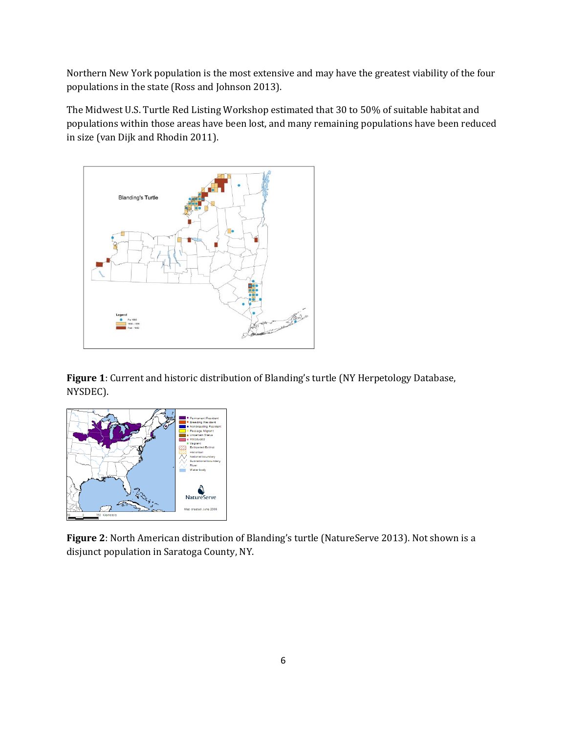Northern New York population is the most extensive and may have the greatest viability of the four populations in the state (Ross and Johnson 2013).

The Midwest U.S. Turtle Red Listing Workshop estimated that 30 to 50% of suitable habitat and populations within those areas have been lost, and many remaining populations have been reduced in size (van Dijk and Rhodin 2011).

**Figure 1**: Current and historic distribution of Blanding's turtle (NY Herpetology Database, NYSDEC).

**Figure 2**: North American distribution of Blanding's turtle (NatureServe 2013). Not shown is a disjunct population in Saratoga County, NY.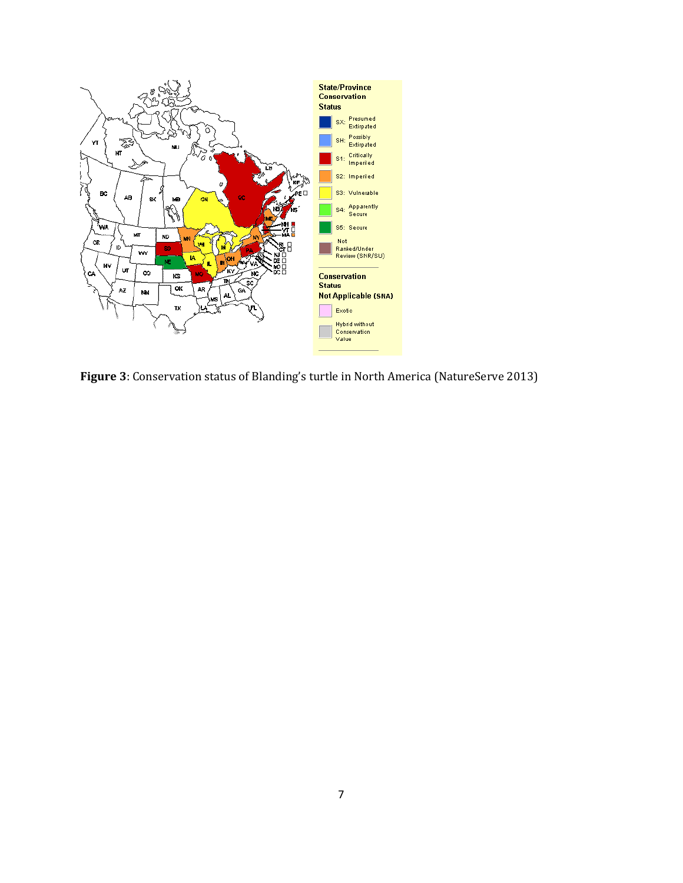**Figure 3**: Conservation status of Blanding's turtle in North America (NatureServe 2013)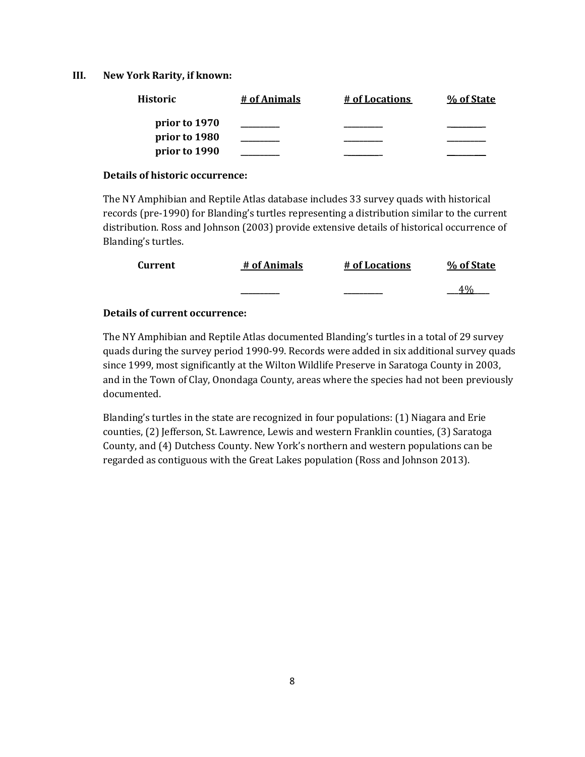## III. New York Rarity, if known:

| Historic | # of Animals | # of Locations | % of State |
|---|---|---|---|
| prior to 1970 | \_\_\_\_\_\_\_\_ | \_\_\_\_\_\_\_\_ | \_\_\_\_\_\_\_\_ |
| prior to 1980 | \_\_\_\_\_\_\_\_ | \_\_\_\_\_\_\_\_ | \_\_\_\_\_\_\_\_ |
| prior to 1990 | \_\_\_\_\_\_\_\_ | \_\_\_\_\_\_\_\_ | \_\_\_\_\_\_\_\_ |

**Details of historic occurrence:**

The NY Amphibian and Reptile Atlas database includes 33 survey quads with historical records (pre-1990) for Blanding's turtles representing a distribution similar to the current distribution. Ross and Johnson (2003) provide extensive details of historical occurrence of Blanding's turtles.

| Current | # of Animals | # of Locations | % of State |
|---|---|---|---|
| | \_\_\_\_\_\_\_\_ | \_\_\_\_\_\_\_\_ | \_\_4%\_\_ |

**Details of current occurrence:**

The NY Amphibian and Reptile Atlas documented Blanding's turtles in a total of 29 survey quads during the survey period 1990-99. Records were added in six additional survey quads since 1999, most significantly at the Wilton Wildlife Preserve in Saratoga County in 2003, and in the Town of Clay, Onondaga County, areas where the species had not been previously documented.

Blanding's turtles in the state are recognized in four populations: (1) Niagara and Erie counties, (2) Jefferson, St. Lawrence, Lewis and western Franklin counties, (3) Saratoga County, and (4) Dutchess County. New York's northern and western populations can be regarded as contiguous with the Great Lakes population (Ross and Johnson 2013).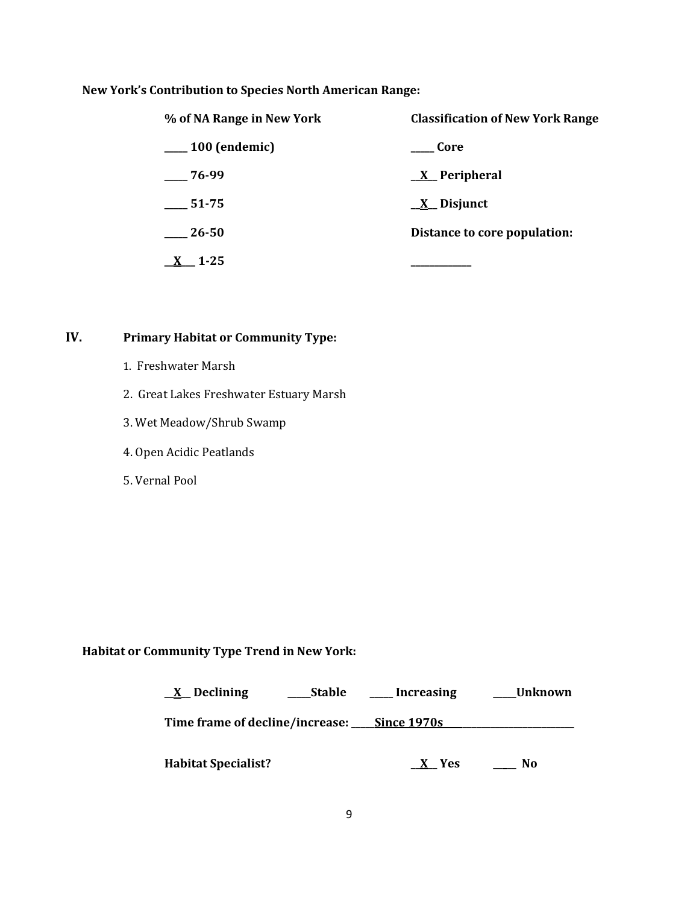**New York's Contribution to Species North American Range:**

| % of NA Range in New York | Classification of New York Range |
| --- | --- |
| _____ 100 (endemic) | _____ Core |
| _____ 76-99 | __X__ Peripheral |
| _____ 51-75 | __X__ Disjunct |
| _____ 26-50 | Distance to core population: |
| __X__ 1-25 | _____________ |

## IV. Primary Habitat or Community Type:

1. Freshwater Marsh
2. Great Lakes Freshwater Estuary Marsh
3. Wet Meadow/Shrub Swamp
4. Open Acidic Peatlands
5. Vernal Pool

**Habitat or Community Type Trend in New York:**

__X__ Declining _____Stable _____ Increasing _____Unknown

**Time frame of decline/increase:** _____Since 1970s_____

**Habitat Specialist?** __X__ Yes _____ No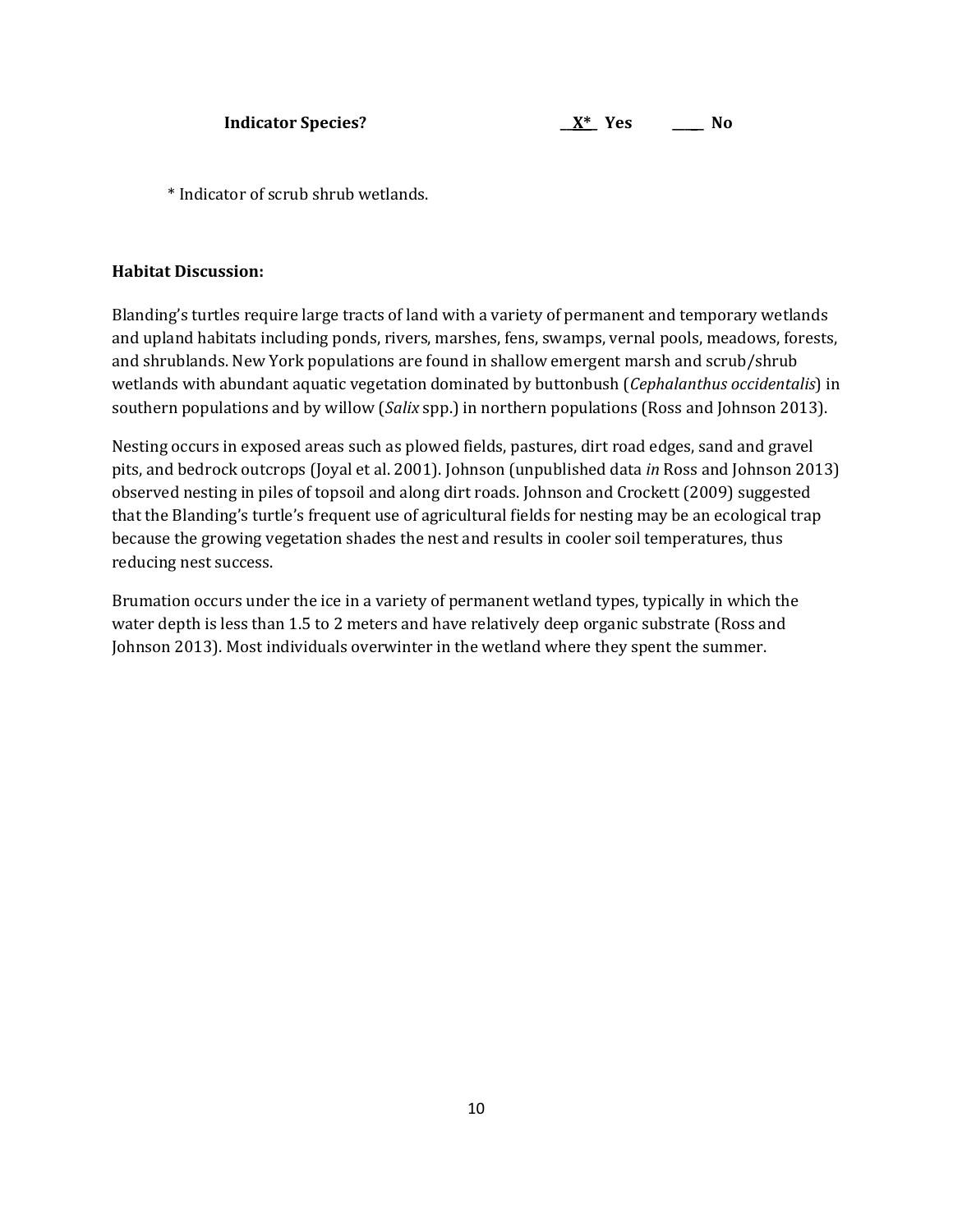**Indicator Species?** __X*_ Yes ____ No

\* Indicator of scrub shrub wetlands.

**Habitat Discussion:**

Blanding's turtles require large tracts of land with a variety of permanent and temporary wetlands and upland habitats including ponds, rivers, marshes, fens, swamps, vernal pools, meadows, forests, and shrublands. New York populations are found in shallow emergent marsh and scrub/shrub wetlands with abundant aquatic vegetation dominated by buttonbush (*Cephalanthus occidentalis*) in southern populations and by willow (*Salix* spp.) in northern populations (Ross and Johnson 2013).

Nesting occurs in exposed areas such as plowed fields, pastures, dirt road edges, sand and gravel pits, and bedrock outcrops (Joyal et al. 2001). Johnson (unpublished data *in* Ross and Johnson 2013) observed nesting in piles of topsoil and along dirt roads. Johnson and Crockett (2009) suggested that the Blanding's turtle's frequent use of agricultural fields for nesting may be an ecological trap because the growing vegetation shades the nest and results in cooler soil temperatures, thus reducing nest success.

Brumation occurs under the ice in a variety of permanent wetland types, typically in which the water depth is less than 1.5 to 2 meters and have relatively deep organic substrate (Ross and Johnson 2013). Most individuals overwinter in the wetland where they spent the summer.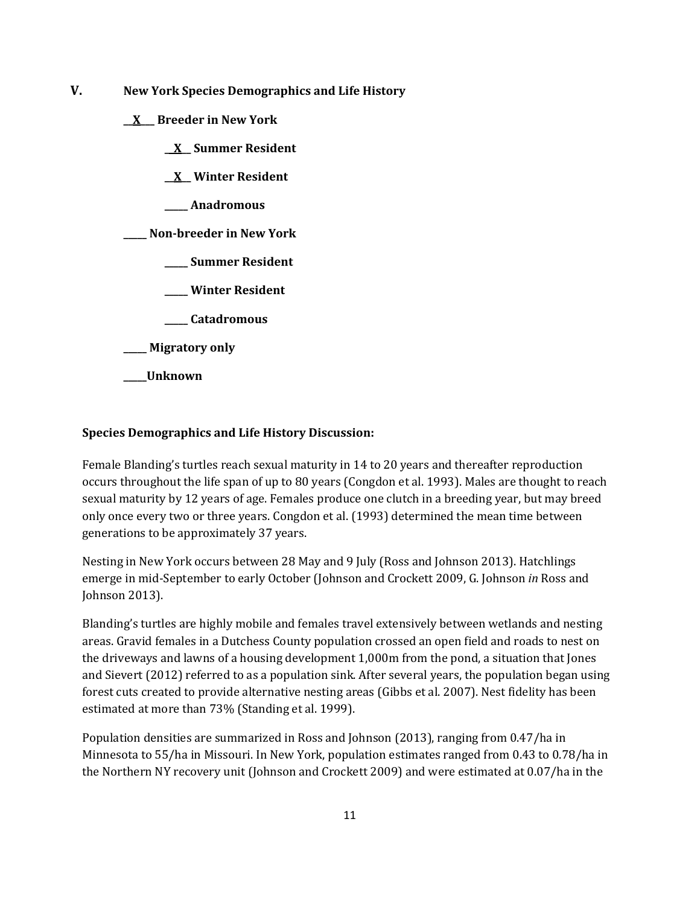## V. New York Species Demographics and Life History

__X__ **Breeder in New York**

  __X__ **Summer Resident**

  __X__ **Winter Resident**

  _____ **Anadromous**

_____ **Non-breeder in New York**

  _____ **Summer Resident**

  _____ **Winter Resident**

  _____ **Catadromous**

_____ **Migratory only**

_____**Unknown**

**Species Demographics and Life History Discussion:**

Female Blanding's turtles reach sexual maturity in 14 to 20 years and thereafter reproduction occurs throughout the life span of up to 80 years (Congdon et al. 1993). Males are thought to reach sexual maturity by 12 years of age. Females produce one clutch in a breeding year, but may breed only once every two or three years. Congdon et al. (1993) determined the mean time between generations to be approximately 37 years.

Nesting in New York occurs between 28 May and 9 July (Ross and Johnson 2013). Hatchlings emerge in mid-September to early October (Johnson and Crockett 2009, G. Johnson *in* Ross and Johnson 2013).

Blanding's turtles are highly mobile and females travel extensively between wetlands and nesting areas. Gravid females in a Dutchess County population crossed an open field and roads to nest on the driveways and lawns of a housing development 1,000m from the pond, a situation that Jones and Sievert (2012) referred to as a population sink. After several years, the population began using forest cuts created to provide alternative nesting areas (Gibbs et al. 2007). Nest fidelity has been estimated at more than 73% (Standing et al. 1999).

Population densities are summarized in Ross and Johnson (2013), ranging from 0.47/ha in Minnesota to 55/ha in Missouri. In New York, population estimates ranged from 0.43 to 0.78/ha in the Northern NY recovery unit (Johnson and Crockett 2009) and were estimated at 0.07/ha in the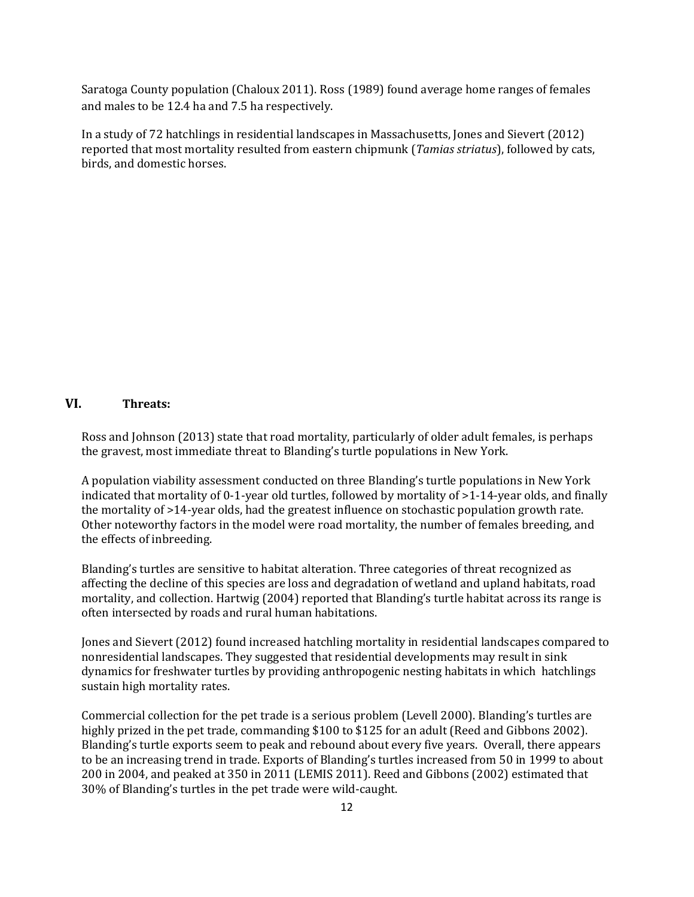Saratoga County population (Chaloux 2011). Ross (1989) found average home ranges of females and males to be 12.4 ha and 7.5 ha respectively.

In a study of 72 hatchlings in residential landscapes in Massachusetts, Jones and Sievert (2012) reported that most mortality resulted from eastern chipmunk (*Tamias striatus*), followed by cats, birds, and domestic horses.

## VI. Threats:

Ross and Johnson (2013) state that road mortality, particularly of older adult females, is perhaps the gravest, most immediate threat to Blanding's turtle populations in New York.

A population viability assessment conducted on three Blanding's turtle populations in New York indicated that mortality of 0-1-year old turtles, followed by mortality of >1-14-year olds, and finally the mortality of >14-year olds, had the greatest influence on stochastic population growth rate. Other noteworthy factors in the model were road mortality, the number of females breeding, and the effects of inbreeding.

Blanding's turtles are sensitive to habitat alteration. Three categories of threat recognized as affecting the decline of this species are loss and degradation of wetland and upland habitats, road mortality, and collection. Hartwig (2004) reported that Blanding's turtle habitat across its range is often intersected by roads and rural human habitations.

Jones and Sievert (2012) found increased hatchling mortality in residential landscapes compared to nonresidential landscapes. They suggested that residential developments may result in sink dynamics for freshwater turtles by providing anthropogenic nesting habitats in which hatchlings sustain high mortality rates.

Commercial collection for the pet trade is a serious problem (Levell 2000). Blanding's turtles are highly prized in the pet trade, commanding $100 to $125 for an adult (Reed and Gibbons 2002). Blanding's turtle exports seem to peak and rebound about every five years. Overall, there appears to be an increasing trend in trade. Exports of Blanding's turtles increased from 50 in 1999 to about 200 in 2004, and peaked at 350 in 2011 (LEMIS 2011). Reed and Gibbons (2002) estimated that 30% of Blanding's turtles in the pet trade were wild-caught.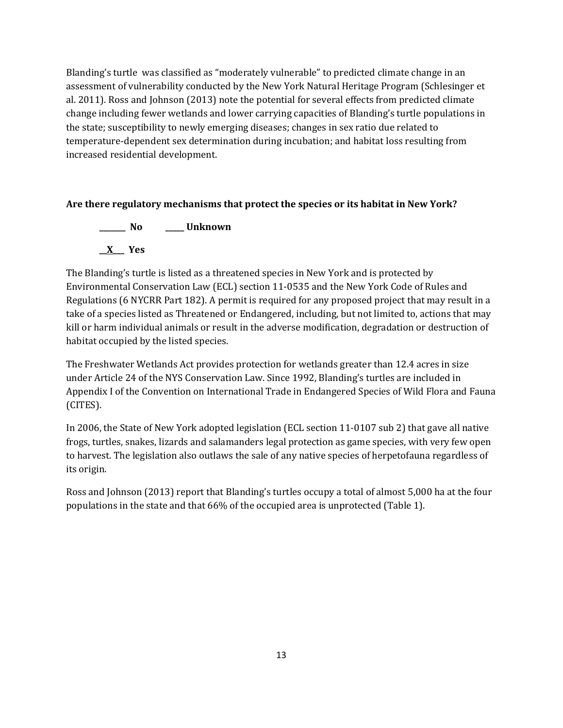Blanding's turtle  was classified as "moderately vulnerable" to predicted climate change in an assessment of vulnerability conducted by the New York Natural Heritage Program (Schlesinger et al. 2011). Ross and Johnson (2013) note the potential for several effects from predicted climate change including fewer wetlands and lower carrying capacities of Blanding's turtle populations in the state; susceptibility to newly emerging diseases; changes in sex ratio due related to temperature-dependent sex determination during incubation; and habitat loss resulting from increased residential development.

**Are there regulatory mechanisms that protect the species or its habitat in New York?**

**_______ No  _____ Unknown**

**__X___ Yes**

The Blanding's turtle is listed as a threatened species in New York and is protected by Environmental Conservation Law (ECL) section 11-0535 and the New York Code of Rules and Regulations (6 NYCRR Part 182). A permit is required for any proposed project that may result in a take of a species listed as Threatened or Endangered, including, but not limited to, actions that may kill or harm individual animals or result in the adverse modification, degradation or destruction of habitat occupied by the listed species.

The Freshwater Wetlands Act provides protection for wetlands greater than 12.4 acres in size under Article 24 of the NYS Conservation Law. Since 1992, Blanding's turtles are included in Appendix I of the Convention on International Trade in Endangered Species of Wild Flora and Fauna (CITES).

In 2006, the State of New York adopted legislation (ECL section 11-0107 sub 2) that gave all native frogs, turtles, snakes, lizards and salamanders legal protection as game species, with very few open to harvest. The legislation also outlaws the sale of any native species of herpetofauna regardless of its origin.

Ross and Johnson (2013) report that Blanding's turtles occupy a total of almost 5,000 ha at the four populations in the state and that 66% of the occupied area is unprotected (Table 1).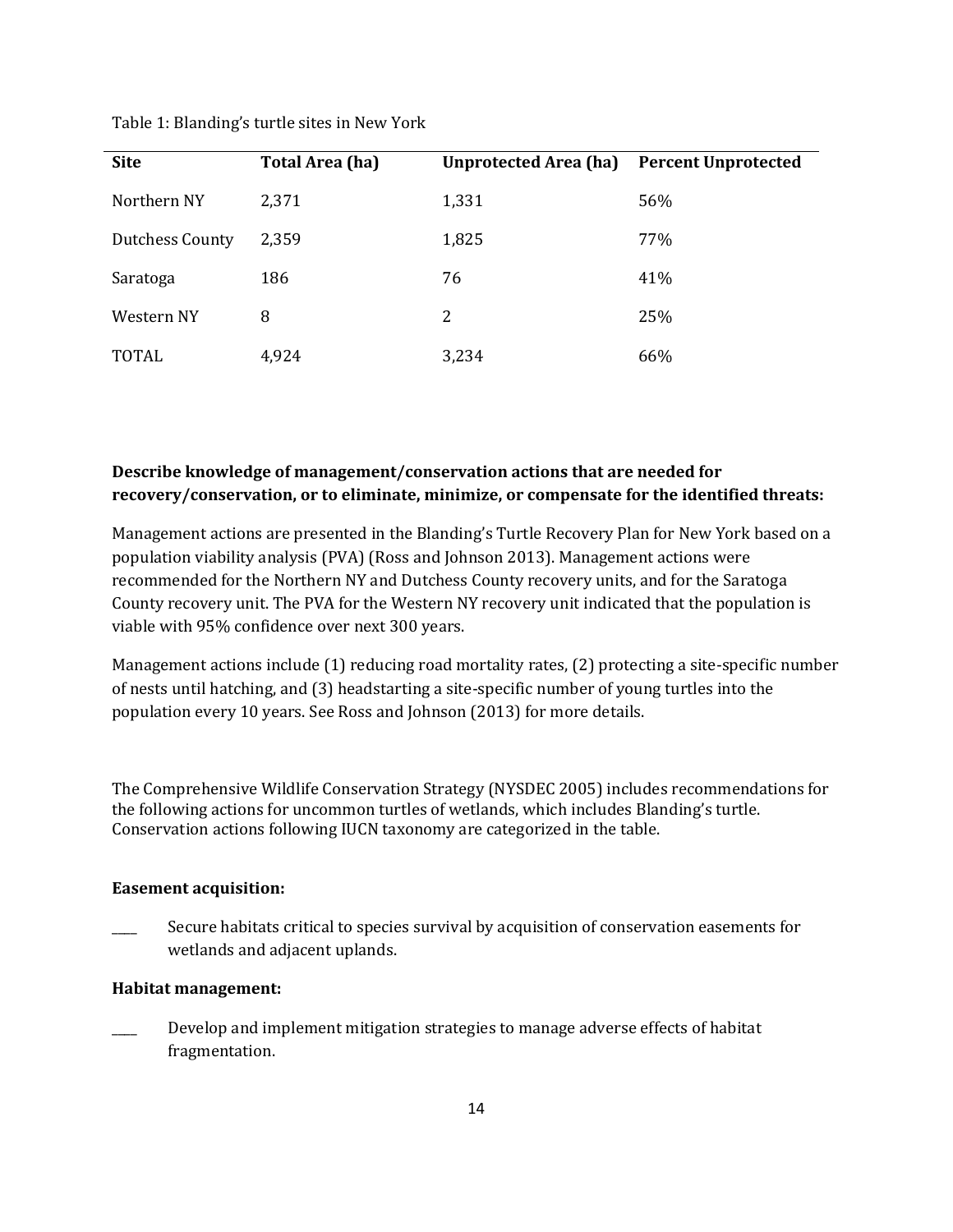Table 1: Blanding's turtle sites in New York

| Site | Total Area (ha) | Unprotected Area (ha) | Percent Unprotected |
|---|---|---|---|
| Northern NY | 2,371 | 1,331 | 56% |
| Dutchess County | 2,359 | 1,825 | 77% |
| Saratoga | 186 | 76 | 41% |
| Western NY | 8 | 2 | 25% |
| TOTAL | 4,924 | 3,234 | 66% |

**Describe knowledge of management/conservation actions that are needed for recovery/conservation, or to eliminate, minimize, or compensate for the identified threats:**

Management actions are presented in the Blanding's Turtle Recovery Plan for New York based on a population viability analysis (PVA) (Ross and Johnson 2013). Management actions were recommended for the Northern NY and Dutchess County recovery units, and for the Saratoga County recovery unit. The PVA for the Western NY recovery unit indicated that the population is viable with 95% confidence over next 300 years.

Management actions include (1) reducing road mortality rates, (2) protecting a site-specific number of nests until hatching, and (3) headstarting a site-specific number of young turtles into the population every 10 years. See Ross and Johnson (2013) for more details.

The Comprehensive Wildlife Conservation Strategy (NYSDEC 2005) includes recommendations for the following actions for uncommon turtles of wetlands, which includes Blanding's turtle. Conservation actions following IUCN taxonomy are categorized in the table.

**Easement acquisition:**

____ Secure habitats critical to species survival by acquisition of conservation easements for wetlands and adjacent uplands.

**Habitat management:**

____ Develop and implement mitigation strategies to manage adverse effects of habitat fragmentation.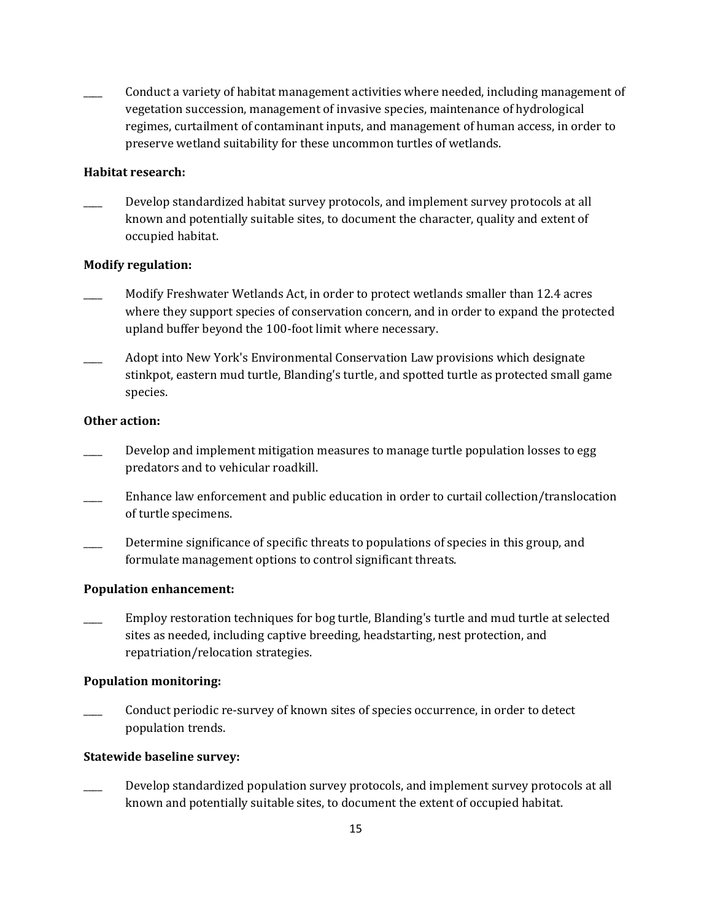____ Conduct a variety of habitat management activities where needed, including management of vegetation succession, management of invasive species, maintenance of hydrological regimes, curtailment of contaminant inputs, and management of human access, in order to preserve wetland suitability for these uncommon turtles of wetlands.

**Habitat research:**

____ Develop standardized habitat survey protocols, and implement survey protocols at all known and potentially suitable sites, to document the character, quality and extent of occupied habitat.

**Modify regulation:**

____ Modify Freshwater Wetlands Act, in order to protect wetlands smaller than 12.4 acres where they support species of conservation concern, and in order to expand the protected upland buffer beyond the 100-foot limit where necessary.

____ Adopt into New York's Environmental Conservation Law provisions which designate stinkpot, eastern mud turtle, Blanding's turtle, and spotted turtle as protected small game species.

**Other action:**

____ Develop and implement mitigation measures to manage turtle population losses to egg predators and to vehicular roadkill.

____ Enhance law enforcement and public education in order to curtail collection/translocation of turtle specimens.

____ Determine significance of specific threats to populations of species in this group, and formulate management options to control significant threats.

**Population enhancement:**

____ Employ restoration techniques for bog turtle, Blanding's turtle and mud turtle at selected sites as needed, including captive breeding, headstarting, nest protection, and repatriation/relocation strategies.

**Population monitoring:**

____ Conduct periodic re-survey of known sites of species occurrence, in order to detect population trends.

**Statewide baseline survey:**

____ Develop standardized population survey protocols, and implement survey protocols at all known and potentially suitable sites, to document the extent of occupied habitat.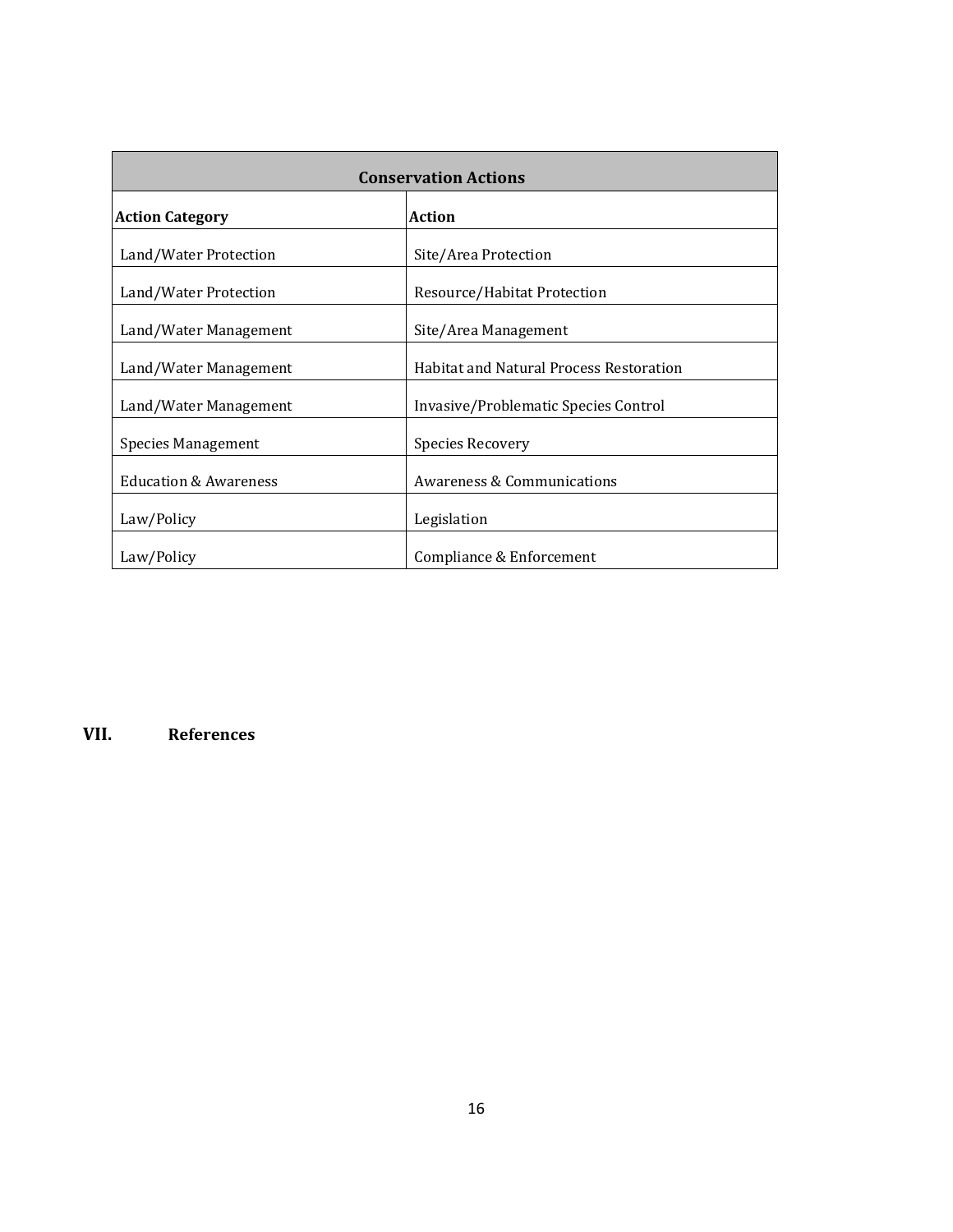| Conservation Actions | |
|---|---|
| **Action Category** | **Action** |
| Land/Water Protection | Site/Area Protection |
| Land/Water Protection | Resource/Habitat Protection |
| Land/Water Management | Site/Area Management |
| Land/Water Management | Habitat and Natural Process Restoration |
| Land/Water Management | Invasive/Problematic Species Control |
| Species Management | Species Recovery |
| Education & Awareness | Awareness & Communications |
| Law/Policy | Legislation |
| Law/Policy | Compliance & Enforcement |

## VII. References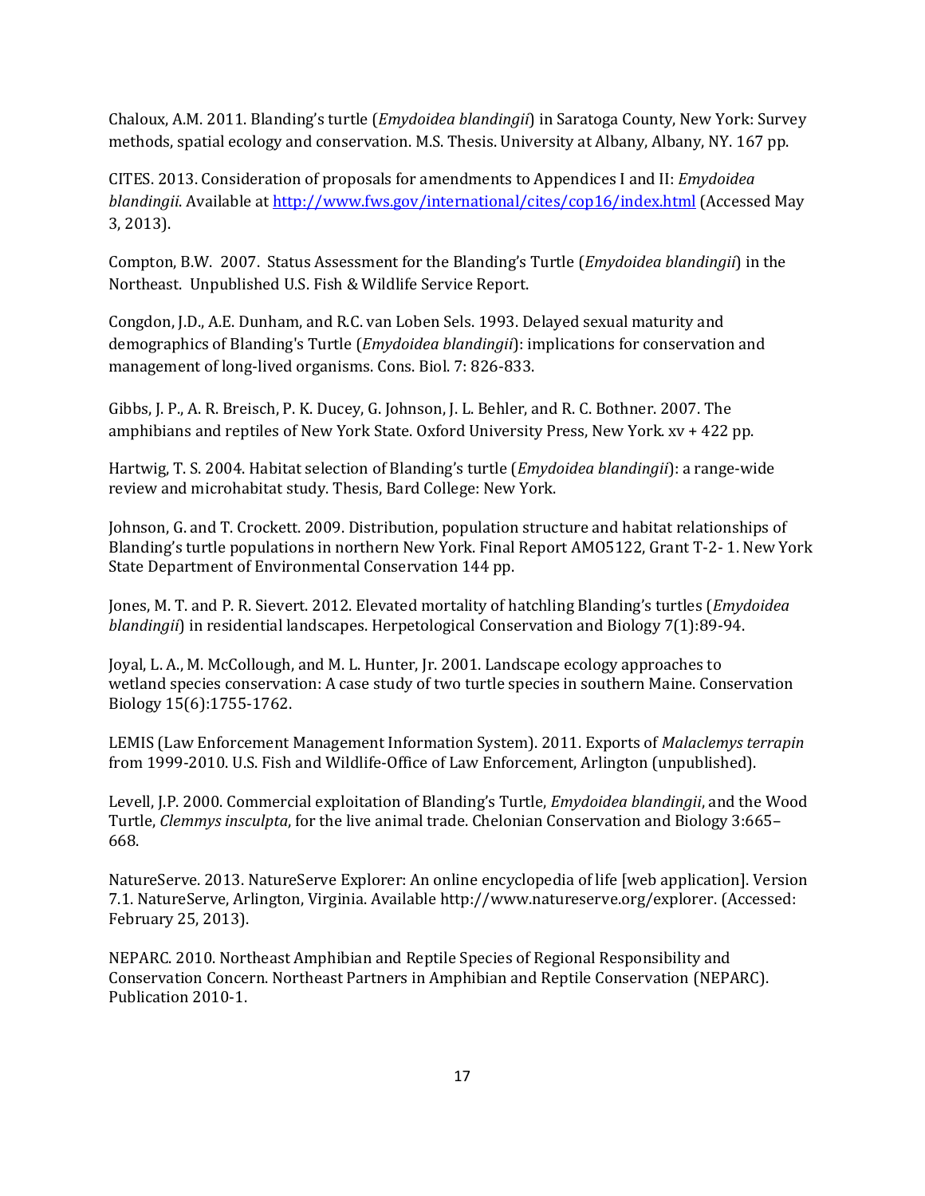Chaloux, A.M. 2011. Blanding's turtle (*Emydoidea blandingii*) in Saratoga County, New York: Survey methods, spatial ecology and conservation. M.S. Thesis. University at Albany, Albany, NY. 167 pp.

CITES. 2013. Consideration of proposals for amendments to Appendices I and II: *Emydoidea blandingii*. Available at http://www.fws.gov/international/cites/cop16/index.html (Accessed May 3, 2013).

Compton, B.W. 2007. Status Assessment for the Blanding's Turtle (*Emydoidea blandingii*) in the Northeast. Unpublished U.S. Fish & Wildlife Service Report.

Congdon, J.D., A.E. Dunham, and R.C. van Loben Sels. 1993. Delayed sexual maturity and demographics of Blanding's Turtle (*Emydoidea blandingii*): implications for conservation and management of long-lived organisms. Cons. Biol. 7: 826-833.

Gibbs, J. P., A. R. Breisch, P. K. Ducey, G. Johnson, J. L. Behler, and R. C. Bothner. 2007. The amphibians and reptiles of New York State. Oxford University Press, New York. xv + 422 pp.

Hartwig, T. S. 2004. Habitat selection of Blanding's turtle (*Emydoidea blandingii*): a range-wide review and microhabitat study. Thesis, Bard College: New York.

Johnson, G. and T. Crockett. 2009. Distribution, population structure and habitat relationships of Blanding's turtle populations in northern New York. Final Report AMO5122, Grant T-2- 1. New York State Department of Environmental Conservation 144 pp.

Jones, M. T. and P. R. Sievert. 2012. Elevated mortality of hatchling Blanding's turtles (*Emydoidea blandingii*) in residential landscapes. Herpetological Conservation and Biology 7(1):89-94.

Joyal, L. A., M. McCollough, and M. L. Hunter, Jr. 2001. Landscape ecology approaches to wetland species conservation: A case study of two turtle species in southern Maine. Conservation Biology 15(6):1755-1762.

LEMIS (Law Enforcement Management Information System). 2011. Exports of *Malaclemys terrapin* from 1999-2010. U.S. Fish and Wildlife-Office of Law Enforcement, Arlington (unpublished).

Levell, J.P. 2000. Commercial exploitation of Blanding's Turtle, *Emydoidea blandingii*, and the Wood Turtle, *Clemmys insculpta*, for the live animal trade. Chelonian Conservation and Biology 3:665–668.

NatureServe. 2013. NatureServe Explorer: An online encyclopedia of life [web application]. Version 7.1. NatureServe, Arlington, Virginia. Available http://www.natureserve.org/explorer. (Accessed: February 25, 2013).

NEPARC. 2010. Northeast Amphibian and Reptile Species of Regional Responsibility and Conservation Concern. Northeast Partners in Amphibian and Reptile Conservation (NEPARC). Publication 2010-1.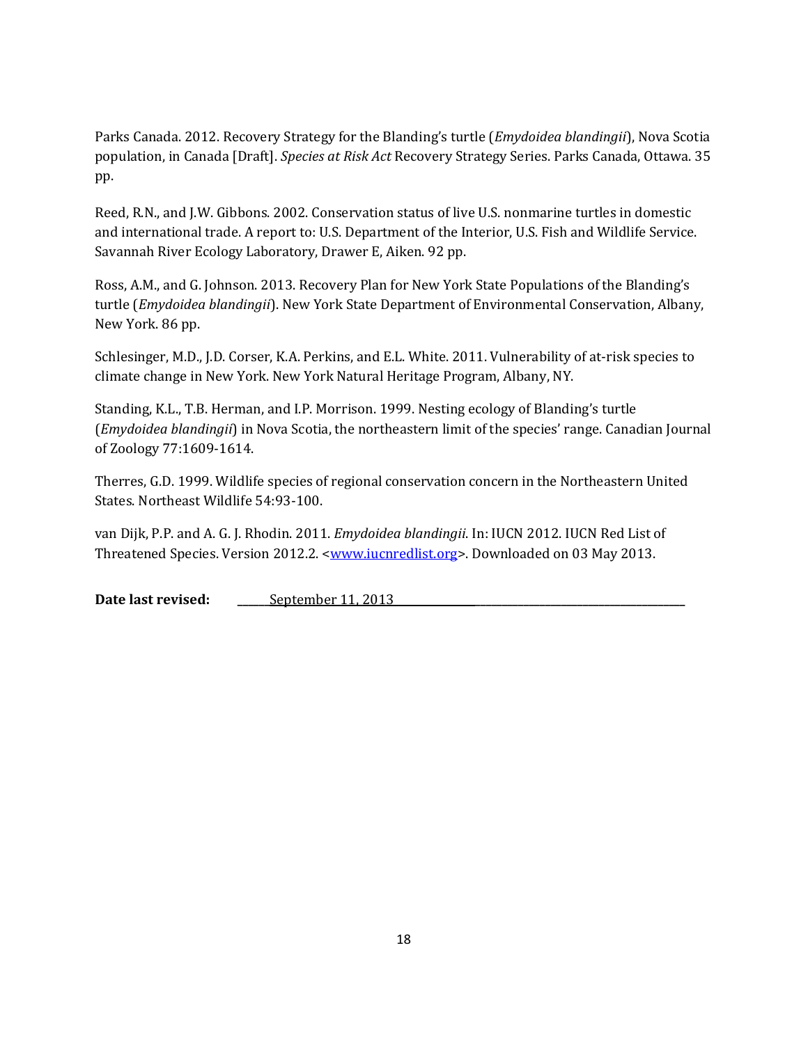Parks Canada. 2012. Recovery Strategy for the Blanding's turtle (*Emydoidea blandingii*), Nova Scotia population, in Canada [Draft]. *Species at Risk Act* Recovery Strategy Series. Parks Canada, Ottawa. 35 pp.

Reed, R.N., and J.W. Gibbons. 2002. Conservation status of live U.S. nonmarine turtles in domestic and international trade. A report to: U.S. Department of the Interior, U.S. Fish and Wildlife Service. Savannah River Ecology Laboratory, Drawer E, Aiken. 92 pp.

Ross, A.M., and G. Johnson. 2013. Recovery Plan for New York State Populations of the Blanding's turtle (*Emydoidea blandingii*). New York State Department of Environmental Conservation, Albany, New York. 86 pp.

Schlesinger, M.D., J.D. Corser, K.A. Perkins, and E.L. White. 2011. Vulnerability of at-risk species to climate change in New York. New York Natural Heritage Program, Albany, NY.

Standing, K.L., T.B. Herman, and I.P. Morrison. 1999. Nesting ecology of Blanding's turtle (*Emydoidea blandingii*) in Nova Scotia, the northeastern limit of the species' range. Canadian Journal of Zoology 77:1609-1614.

Therres, G.D. 1999. Wildlife species of regional conservation concern in the Northeastern United States. Northeast Wildlife 54:93-100.

van Dijk, P.P. and A. G. J. Rhodin. 2011. *Emydoidea blandingii*. In: IUCN 2012. IUCN Red List of Threatened Species. Version 2012.2. <www.iucnredlist.org>. Downloaded on 03 May 2013.

**Date last revised:** September 11, 2013